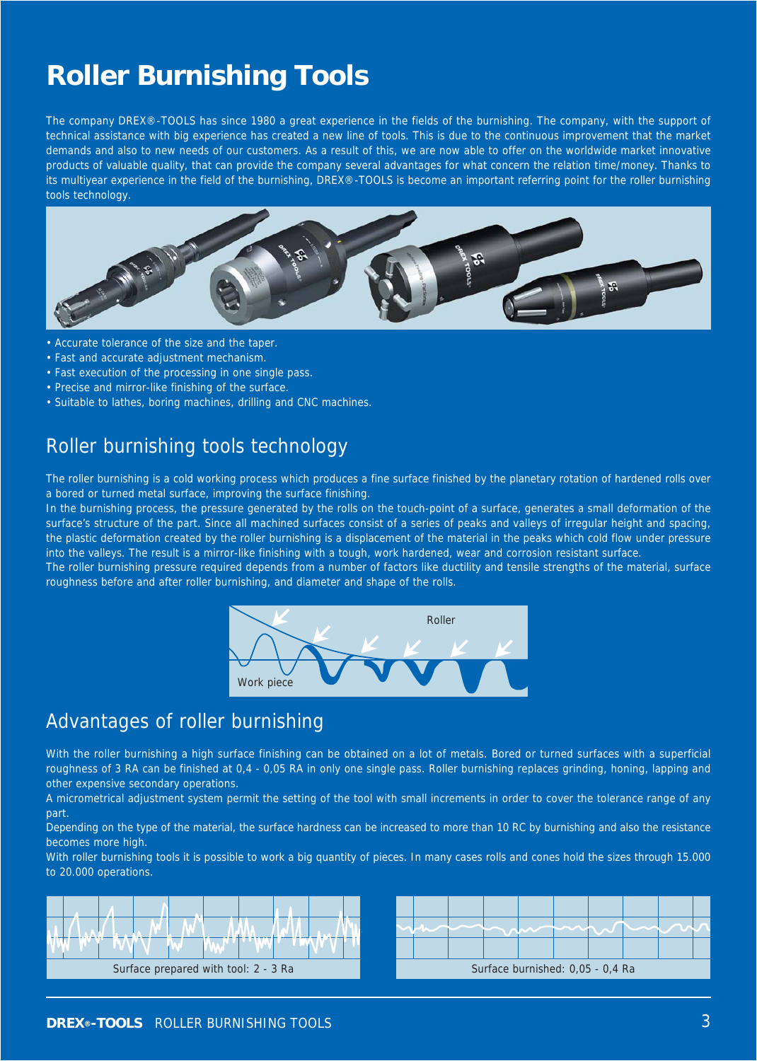# Roller Burnishing Tools

The company DREX®-TOOLS has since 1980 a great experience in the fields of the burnishing. The company, with the support of technical assistance with big experience has created a new line of tools. This is due to the continuous improvement that the market demands and also to new needs of our customers. As a result of this, we are now able to offer on the worldwide market innovative products of valuable quality, that can provide the company several advantages for what concern the relation time/money. Thanks to its multiyear experience in the field of the burnishing, DREX®-TOOLS is become an important referring point for the roller burnishing tools technology.

- Accurate tolerance of the size and the taper.
- Fast and accurate adjustment mechanism.
- Fast execution of the processing in one single pass.
- Precise and mirror-like finishing of the surface.
- Suitable to lathes, boring machines, drilling and CNC machines.

## Roller burnishing tools technology

The roller burnishing is a cold working process which produces a fine surface finished by the planetary rotation of hardened rolls over a bored or turned metal surface, improving the surface finishing.

In the burnishing process, the pressure generated by the rolls on the touch-point of a surface, generates a small deformation of the surface's structure of the part. Since all machined surfaces consist of a series of peaks and valleys of irregular height and spacing, the plastic deformation created by the roller burnishing is a displacement of the material in the peaks which cold flow under pressure into the valleys. The result is a mirror-like finishing with a tough, work hardened, wear and corrosion resistant surface.

The roller burnishing pressure required depends from a number of factors like ductility and tensile strengths of the material, surface roughness before and after roller burnishing, and diameter and shape of the rolls.

Roller

Work piece

## Advantages of roller burnishing

With the roller burnishing a high surface finishing can be obtained on a lot of metals. Bored or turned surfaces with a superficial roughness of 3 RA can be finished at 0,4 - 0,05 RA in only one single pass. Roller burnishing replaces grinding, honing, lapping and other expensive secondary operations.

A micrometrical adjustment system permit the setting of the tool with small increments in order to cover the tolerance range of any part.

Depending on the type of the material, the surface hardness can be increased to more than 10 RC by burnishing and also the resistance becomes more high.

With roller burnishing tools it is possible to work a big quantity of pieces. In many cases rolls and cones hold the sizes through 15.000 to 20.000 operations.

Surface prepared with tool: 2 - 3 Ra

Surface burnished: 0,05 - 0,4 Ra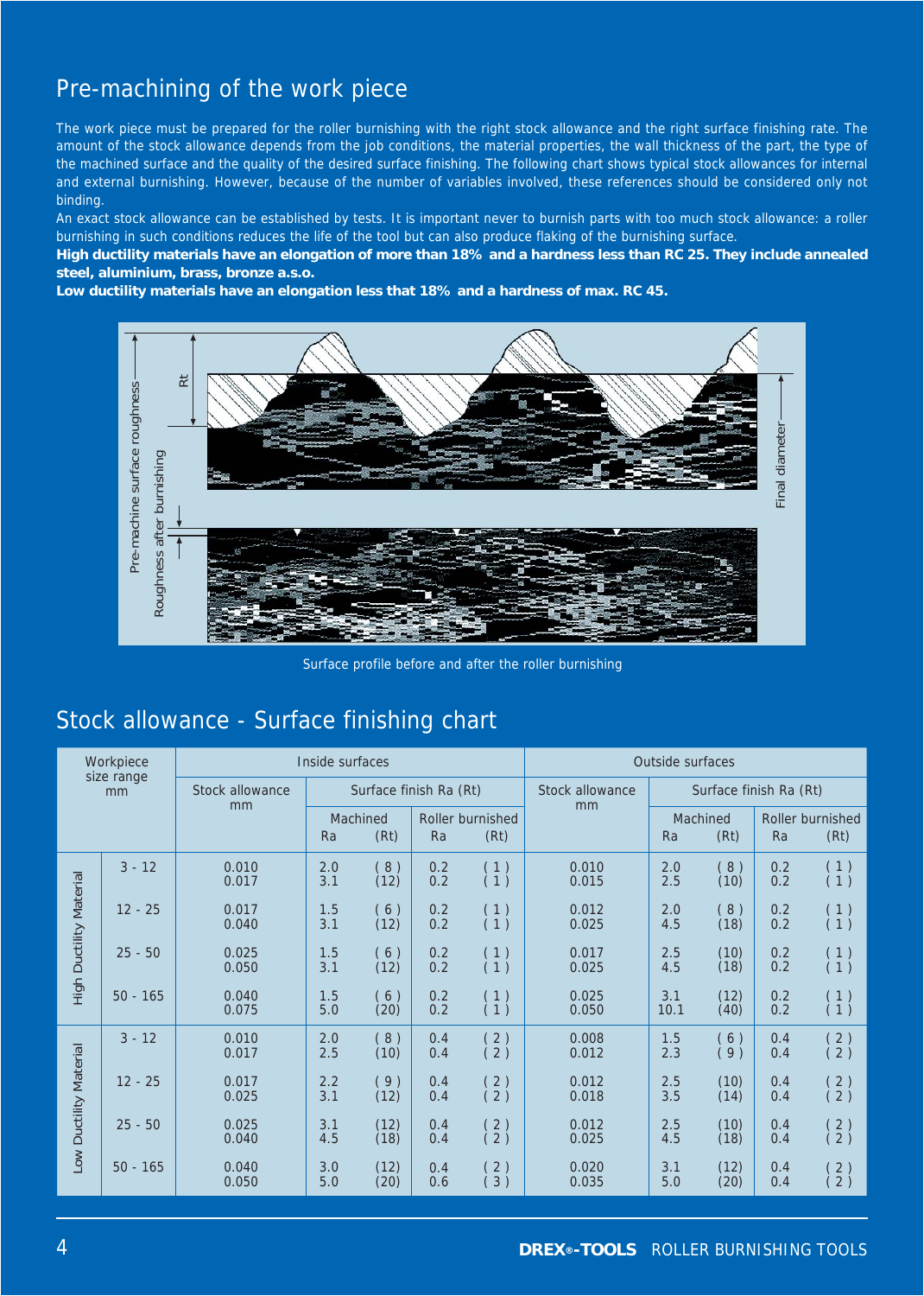# Pre-machining of the work piece

The work piece must be prepared for the roller burnishing with the right stock allowance and the right surface finishing rate. The amount of the stock allowance depends from the job conditions, the material properties, the wall thickness of the part, the type of the machined surface and the quality of the desired surface finishing. The following chart shows typical stock allowances for internal and external burnishing. However, because of the number of variables involved, these references should be considered only not binding.

An exact stock allowance can be established by tests. It is important never to burnish parts with too much stock allowance: a roller burnishing in such conditions reduces the life of the tool but can also produce flaking of the burnishing surface.

**High ductility materials have an elongation of more than 18% and a hardness less than RC 25. They include annealed steel, aluminium, brass, bronze a.s.o.**

**Low ductility materials have an elongation less that 18% and a hardness of max. RC 45.**

Surface profile before and after the roller burnishing

# Stock allowance - Surface finishing chart

| | Workpiece size range mm | Inside surfaces | | | | | Outside surfaces | | | | |
|---|---|---|---|---|---|---|---|---|---|---|---|
| | | Stock allowance mm | Surface finish Ra (Rt) | | | | Stock allowance mm | Surface finish Ra (Rt) | | | |
| | | | Machined | | Roller burnished | | | Machined | | Roller burnished | |
| | | | Ra | (Rt) | Ra | (Rt) | | Ra | (Rt) | Ra | (Rt) |
| High Ductility Material | 3 - 12 | 0.010<br>0.017 | 2.0<br>3.1 | ( 8 )<br>(12) | 0.2<br>0.2 | ( 1 )<br>( 1 ) | 0.010<br>0.015 | 2.0<br>2.5 | ( 8 )<br>(10) | 0.2<br>0.2 | ( 1 )<br>( 1 ) |
| | 12 - 25 | 0.017<br>0.040 | 1.5<br>3.1 | ( 6 )<br>(12) | 0.2<br>0.2 | ( 1 )<br>( 1 ) | 0.012<br>0.025 | 2.0<br>4.5 | ( 8 )<br>(18) | 0.2<br>0.2 | ( 1 )<br>( 1 ) |
| | 25 - 50 | 0.025<br>0.050 | 1.5<br>3.1 | ( 6 )<br>(12) | 0.2<br>0.2 | ( 1 )<br>( 1 ) | 0.017<br>0.025 | 2.5<br>4.5 | (10)<br>(18) | 0.2<br>0.2 | ( 1 )<br>( 1 ) |
| | 50 - 165 | 0.040<br>0.075 | 1.5<br>5.0 | ( 6 )<br>(20) | 0.2<br>0.2 | ( 1 )<br>( 1 ) | 0.025<br>0.050 | 3.1<br>10.1 | (12)<br>(40) | 0.2<br>0.2 | ( 1 )<br>( 1 ) |
| Low Ductility Material | 3 - 12 | 0.010<br>0.017 | 2.0<br>2.5 | ( 8 )<br>(10) | 0.4<br>0.4 | ( 2 )<br>( 2 ) | 0.008<br>0.012 | 1.5<br>2.3 | ( 6 )<br>( 9 ) | 0.4<br>0.4 | ( 2 )<br>( 2 ) |
| | 12 - 25 | 0.017<br>0.025 | 2.2<br>3.1 | ( 9 )<br>(12) | 0.4<br>0.4 | ( 2 )<br>( 2 ) | 0.012<br>0.018 | 2.5<br>3.5 | (10)<br>(14) | 0.4<br>0.4 | ( 2 )<br>( 2 ) |
| | 25 - 50 | 0.025<br>0.040 | 3.1<br>4.5 | (12)<br>(18) | 0.4<br>0.4 | ( 2 )<br>( 2 ) | 0.012<br>0.025 | 2.5<br>4.5 | (10)<br>(18) | 0.4<br>0.4 | ( 2 )<br>( 2 ) |
| | 50 - 165 | 0.040<br>0.050 | 3.0<br>5.0 | (12)<br>(20) | 0.4<br>0.6 | ( 2 )<br>( 3 ) | 0.020<br>0.035 | 3.1<br>5.0 | (12)<br>(20) | 0.4<br>0.4 | ( 2 )<br>( 2 ) |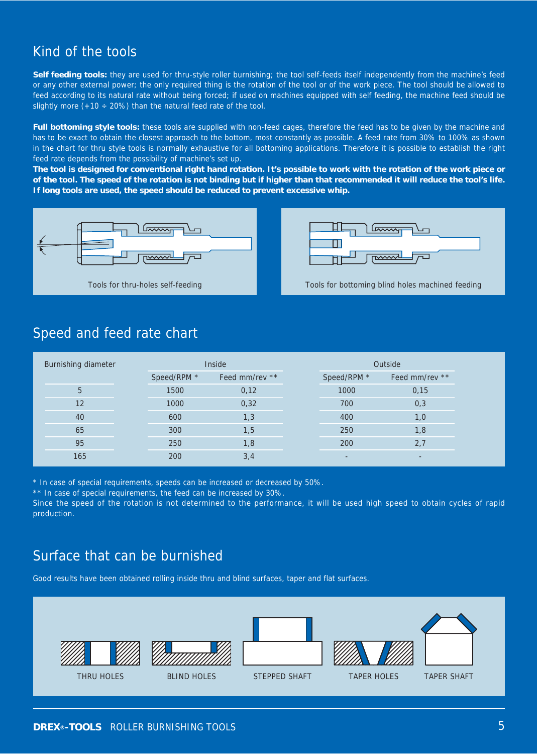## Kind of the tools

**Self feeding tools:** they are used for thru-style roller burnishing; the tool self-feeds itself independently from the machine's feed or any other external power; the only required thing is the rotation of the tool or of the work piece. The tool should be allowed to feed according to its natural rate without being forced; if used on machines equipped with self feeding, the machine feed should be slightly more (+10 ÷ 20%) than the natural feed rate of the tool.

**Full bottoming style tools:** these tools are supplied with non-feed cages, therefore the feed has to be given by the machine and has to be exact to obtain the closest approach to the bottom, most constantly as possible. A feed rate from 30% to 100% as shown in the chart for thru style tools is normally exhaustive for all bottoming applications. Therefore it is possible to establish the right feed rate depends from the possibility of machine's set up.

**The tool is designed for conventional right hand rotation. It's possible to work with the rotation of the work piece or of the tool. The speed of the rotation is not binding but if higher than that recommended it will reduce the tool's life. If long tools are used, the speed should be reduced to prevent excessive whip.**

Tools for thru-holes self-feeding

Tools for bottoming blind holes machined feeding

## Speed and feed rate chart

| Burnishing diameter | Inside | | Outside | |
|---|---|---|---|---|
| | Speed/RPM * | Feed mm/rev ** | Speed/RPM * | Feed mm/rev ** |
| 5 | 1500 | 0,12 | 1000 | 0,15 |
| 12 | 1000 | 0,32 | 700 | 0,3 |
| 40 | 600 | 1,3 | 400 | 1,0 |
| 65 | 300 | 1,5 | 250 | 1,8 |
| 95 | 250 | 1,8 | 200 | 2,7 |
| 165 | 200 | 3,4 | - | - |

* In case of special requirements, speeds can be increased or decreased by 50%.
** In case of special requirements, the feed can be increased by 30%.
Since the speed of the rotation is not determined to the performance, it will be used high speed to obtain cycles of rapid production.

## Surface that can be burnished

Good results have been obtained rolling inside thru and blind surfaces, taper and flat surfaces.

THRU HOLES BLIND HOLES STEPPED SHAFT TAPER HOLES TAPER SHAFT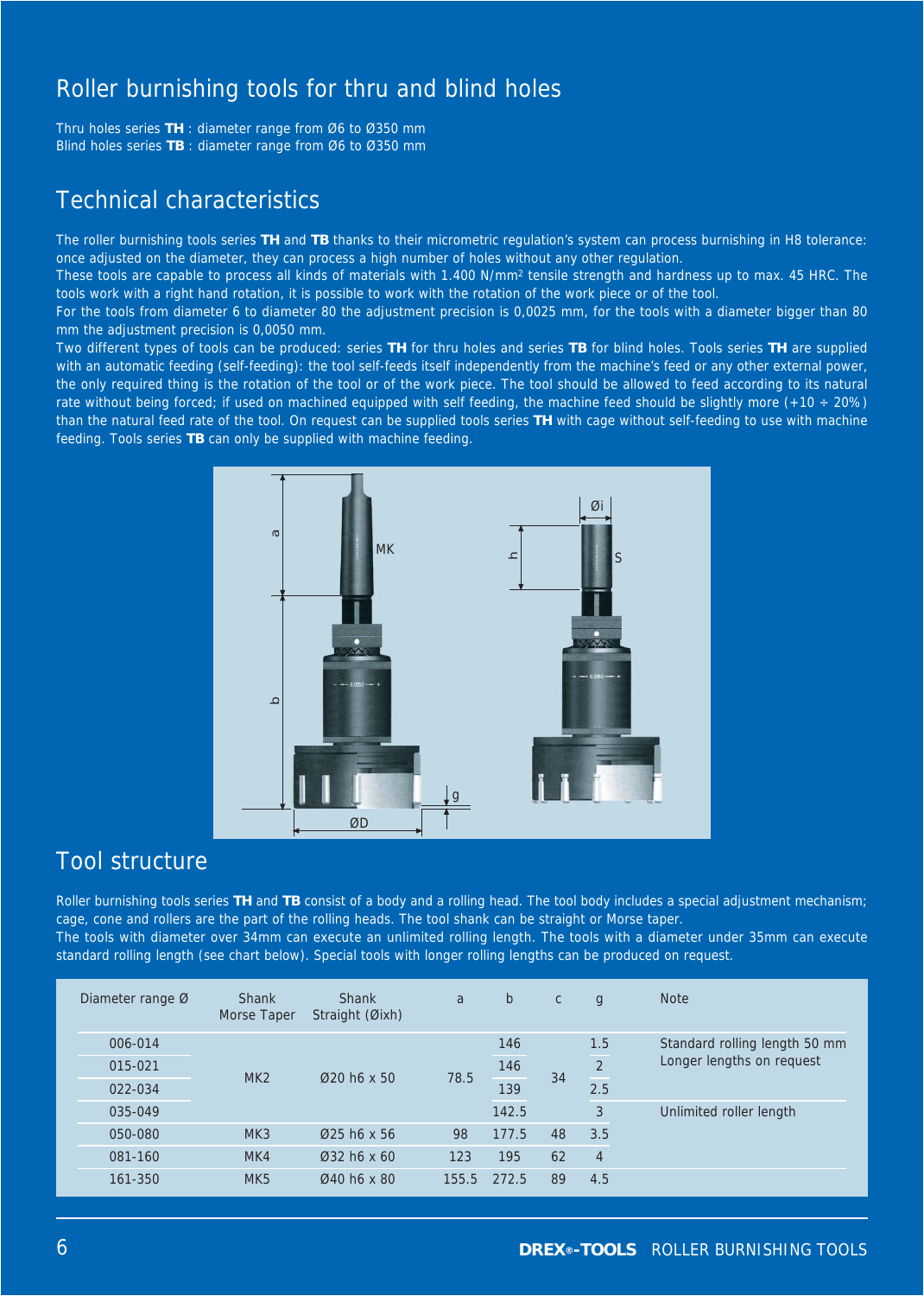## Roller burnishing tools for thru and blind holes

Thru holes series **TH** : diameter range from Ø6 to Ø350 mm
Blind holes series **TB** : diameter range from Ø6 to Ø350 mm

## Technical characteristics

The roller burnishing tools series **TH** and **TB** thanks to their micrometric regulation's system can process burnishing in H8 tolerance: once adjusted on the diameter, they can process a high number of holes without any other regulation.
These tools are capable to process all kinds of materials with 1.400 N/mm² tensile strength and hardness up to max. 45 HRC. The tools work with a right hand rotation, it is possible to work with the rotation of the work piece or of the tool.
For the tools from diameter 6 to diameter 80 the adjustment precision is 0,0025 mm, for the tools with a diameter bigger than 80 mm the adjustment precision is 0,0050 mm.
Two different types of tools can be produced: series **TH** for thru holes and series **TB** for blind holes. Tools series **TH** are supplied with an automatic feeding (self-feeding): the tool self-feeds itself independently from the machine's feed or any other external power, the only required thing is the rotation of the tool or of the work piece. The tool should be allowed to feed according to its natural rate without being forced; if used on machined equipped with self feeding, the machine feed should be slightly more (+10 ÷ 20%) than the natural feed rate of the tool. On request can be supplied tools series **TH** with cage without self-feeding to use with machine feeding. Tools series **TB** can only be supplied with machine feeding.

## Tool structure

Roller burnishing tools series **TH** and **TB** consist of a body and a rolling head. The tool body includes a special adjustment mechanism; cage, cone and rollers are the part of the rolling heads. The tool shank can be straight or Morse taper.
The tools with diameter over 34mm can execute an unlimited rolling length. The tools with a diameter under 35mm can execute standard rolling length (see chart below). Special tools with longer rolling lengths can be produced on request.

| Diameter range Ø | Shank Morse Taper | Shank Straight (Øixh) | a | b | c | g | Note |
|---|---|---|---|---|---|---|---|
| 006-014 | MK2 | Ø20 h6 x 50 | 78.5 | 146 | 34 | 1.5 | Standard rolling length 50 mm Longer lengths on request |
| 015-021 | | | | 146 | | 2 | |
| 022-034 | | | | 139 | | 2.5 | |
| 035-049 | | | | 142.5 | | 3 | Unlimited roller length |
| 050-080 | MK3 | Ø25 h6 x 56 | 98 | 177.5 | 48 | 3.5 | |
| 081-160 | MK4 | Ø32 h6 x 60 | 123 | 195 | 62 | 4 | |
| 161-350 | MK5 | Ø40 h6 x 80 | 155.5 | 272.5 | 89 | 4.5 | |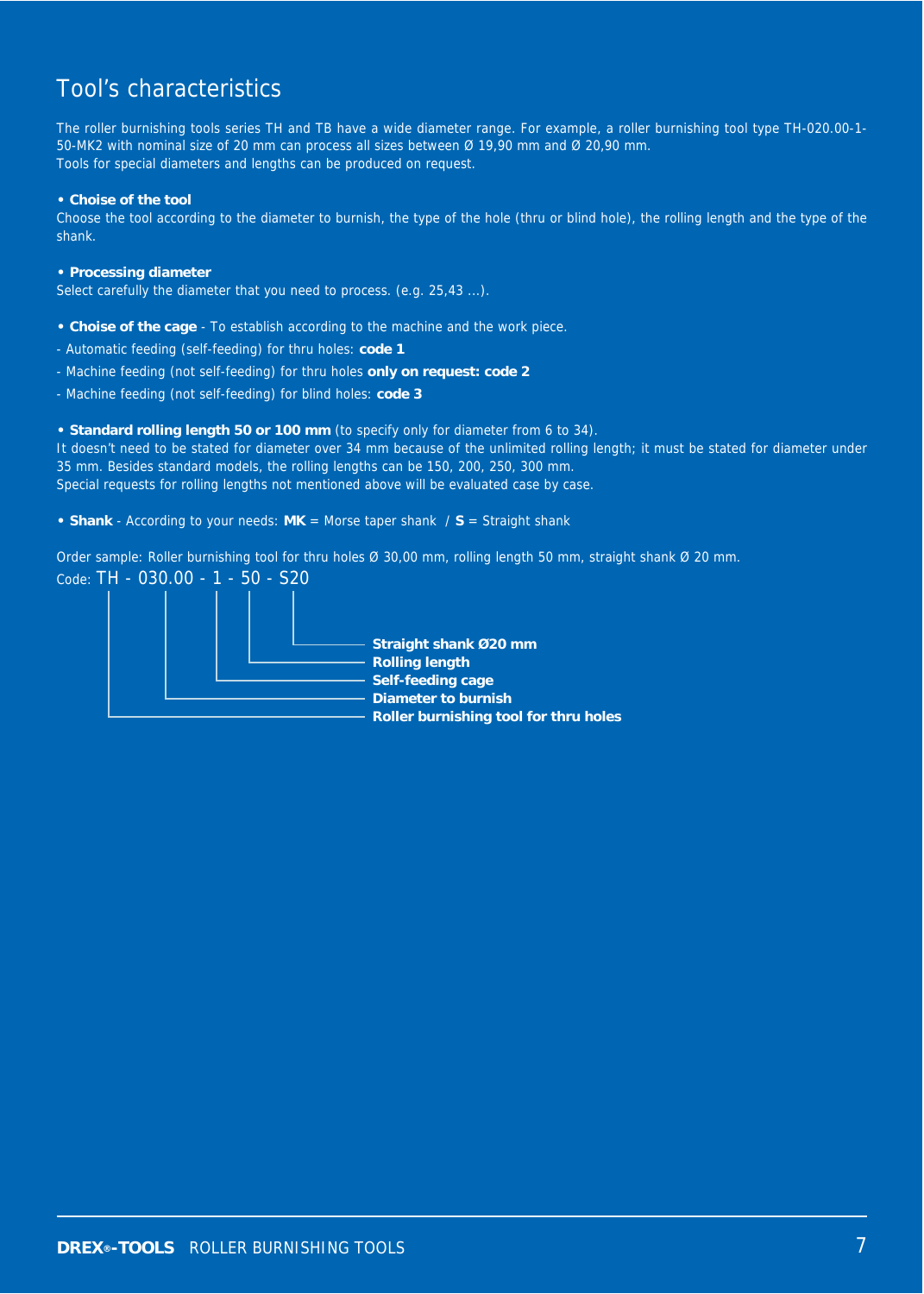# Tool's characteristics

The roller burnishing tools series TH and TB have a wide diameter range. For example, a roller burnishing tool type TH-020.00-1-50-MK2 with nominal size of 20 mm can process all sizes between Ø 19,90 mm and Ø 20,90 mm.
Tools for special diameters and lengths can be produced on request.

**• Choise of the tool**
Choose the tool according to the diameter to burnish, the type of the hole (thru or blind hole), the rolling length and the type of the shank.

**• Processing diameter**
Select carefully the diameter that you need to process. (e.g. 25,43 ...).

**• Choise of the cage** - To establish according to the machine and the work piece.
- Automatic feeding (self-feeding) for thru holes: **code 1**
- Machine feeding (not self-feeding) for thru holes **only on request: code 2**
- Machine feeding (not self-feeding) for blind holes: **code 3**

**• Standard rolling length 50 or 100 mm** (to specify only for diameter from 6 to 34).
It doesn't need to be stated for diameter over 34 mm because of the unlimited rolling length; it must be stated for diameter under 35 mm. Besides standard models, the rolling lengths can be 150, 200, 250, 300 mm.
Special requests for rolling lengths not mentioned above will be evaluated case by case.

**• Shank** - According to your needs: **MK** = Morse taper shank / **S** = Straight shank

Order sample: Roller burnishing tool for thru holes Ø 30,00 mm, rolling length 50 mm, straight shank Ø 20 mm.

Code: TH - 030.00 - 1 - 50 - S20

- **S20: Straight shank Ø20 mm**
- **50: Rolling length**
- **1: Self-feeding cage**
- **030.00: Diameter to burnish**
- **TH: Roller burnishing tool for thru holes**